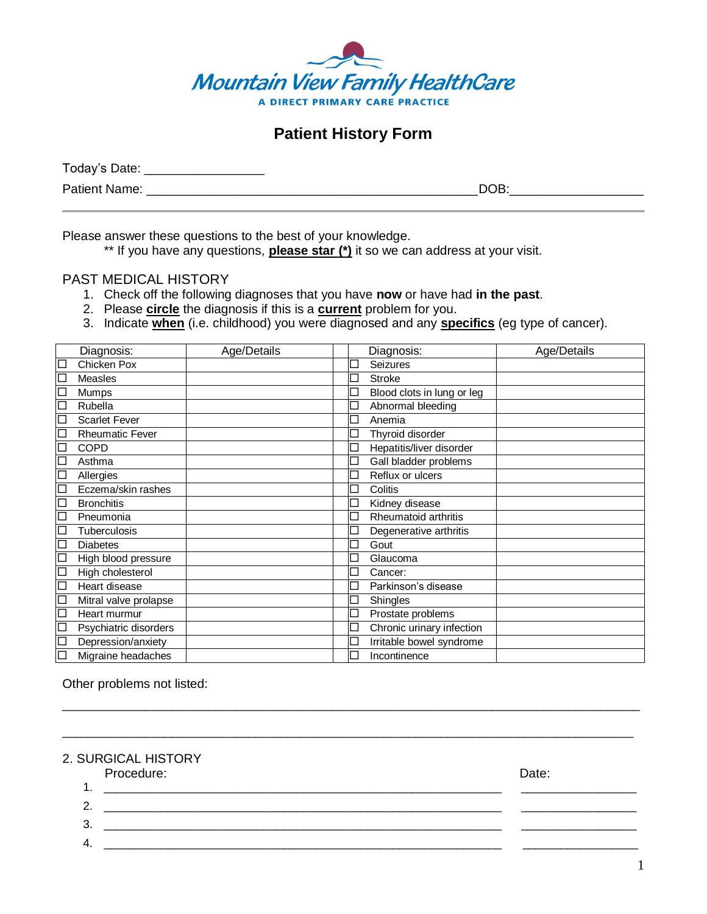# Mountain View Family HealthCare

A DIRECT PRIMARY CARE PRACTICE

## Patient History Form

Today's Date: ________________

Patient Name: ____________________________________________ DOB: __________________

Please answer these questions to the best of your knowledge.

** If you have any questions, **please star (*)** it so we can address at your visit.

### PAST MEDICAL HISTORY

1. Check off the following diagnoses that you have **now** or have had **in the past**.
2. Please **circle** the diagnosis if this is a **current** problem for you.
3. Indicate **when** (i.e. childhood) you were diagnosed and any **specifics** (eg type of cancer).

| Diagnosis: | Age/Details | | Diagnosis: | Age/Details |
|---|---|---|---|---|
| ☐ Chicken Pox | | | ☐ Seizures | |
| ☐ Measles | | | ☐ Stroke | |
| ☐ Mumps | | | ☐ Blood clots in lung or leg | |
| ☐ Rubella | | | ☐ Abnormal bleeding | |
| ☐ Scarlet Fever | | | ☐ Anemia | |
| ☐ Rheumatic Fever | | | ☐ Thyroid disorder | |
| ☐ COPD | | | ☐ Hepatitis/liver disorder | |
| ☐ Asthma | | | ☐ Gall bladder problems | |
| ☐ Allergies | | | ☐ Reflux or ulcers | |
| ☐ Eczema/skin rashes | | | ☐ Colitis | |
| ☐ Bronchitis | | | ☐ Kidney disease | |
| ☐ Pneumonia | | | ☐ Rheumatoid arthritis | |
| ☐ Tuberculosis | | | ☐ Degenerative arthritis | |
| ☐ Diabetes | | | ☐ Gout | |
| ☐ High blood pressure | | | ☐ Glaucoma | |
| ☐ High cholesterol | | | ☐ Cancer: | |
| ☐ Heart disease | | | ☐ Parkinson's disease | |
| ☐ Mitral valve prolapse | | | ☐ Shingles | |
| ☐ Heart murmur | | | ☐ Prostate problems | |
| ☐ Psychiatric disorders | | | ☐ Chronic urinary infection | |
| ☐ Depression/anxiety | | | ☐ Irritable bowel syndrome | |
| ☐ Migraine headaches | | | ☐ Incontinence | |

Other problems not listed:

_____________________________________________________________________________

_____________________________________________________________________________

### 2. SURGICAL HISTORY

| | Procedure: | Date: |
|---|---|---|
| 1. | ____________________________________________________ | _______________ |
| 2. | ____________________________________________________ | _______________ |
| 3. | ____________________________________________________ | _______________ |
| 4. | ____________________________________________________ | _______________ |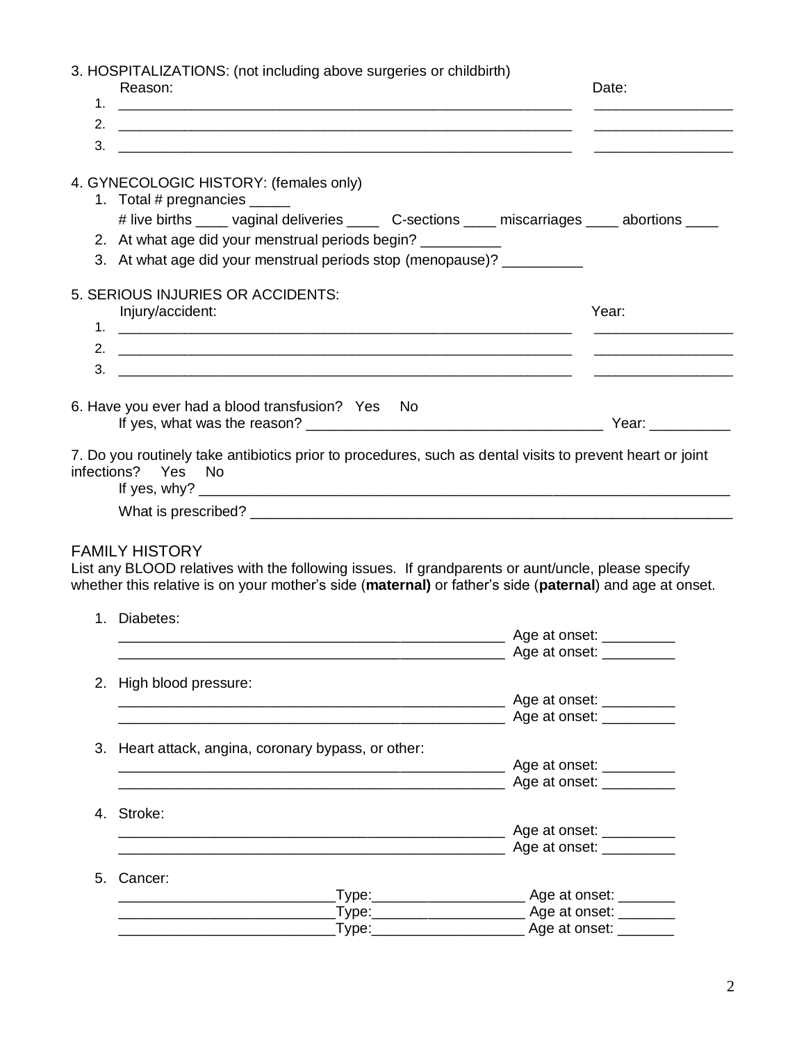3. HOSPITALIZATIONS: (not including above surgeries or childbirth)

| | Reason: | Date: |
|---|---|---|
| 1. | ____________________________________________________________ | _________________ |
| 2. | ____________________________________________________________ | _________________ |
| 3. | ____________________________________________________________ | _________________ |

4. GYNECOLOGIC HISTORY: (females only)

1. Total # pregnancies _____
   # live births ____ vaginal deliveries ____ C-sections ____ miscarriages ____ abortions ____
2. At what age did your menstrual periods begin? __________
3. At what age did your menstrual periods stop (menopause)? __________

5. SERIOUS INJURIES OR ACCIDENTS:

| | Injury/accident: | Year: |
|---|---|---|
| 1. | ____________________________________________________________ | _________________ |
| 2. | ____________________________________________________________ | _________________ |
| 3. | ____________________________________________________________ | _________________ |

6. Have you ever had a blood transfusion? Yes No
   If yes, what was the reason? ______________________________________ Year: __________

7. Do you routinely take antibiotics prior to procedures, such as dental visits to prevent heart or joint infections? Yes No
   If yes, why? ____________________________________________________________________
   What is prescribed? ______________________________________________________________

FAMILY HISTORY

List any BLOOD relatives with the following issues. If grandparents or aunt/uncle, please specify whether this relative is on your mother's side (**maternal)** or father's side (**paternal**) and age at onset.

1. Diabetes:
   _________________________________________________ Age at onset: _________
   _________________________________________________ Age at onset: _________
2. High blood pressure:
   _________________________________________________ Age at onset: _________
   _________________________________________________ Age at onset: _________
3. Heart attack, angina, coronary bypass, or other:
   _________________________________________________ Age at onset: _________
   _________________________________________________ Age at onset: _________
4. Stroke:
   _________________________________________________ Age at onset: _________
   _________________________________________________ Age at onset: _________
5. Cancer:
   ___________________________Type:___________________ Age at onset: _______
   ___________________________Type:___________________ Age at onset: _______
   ___________________________Type:___________________ Age at onset: _______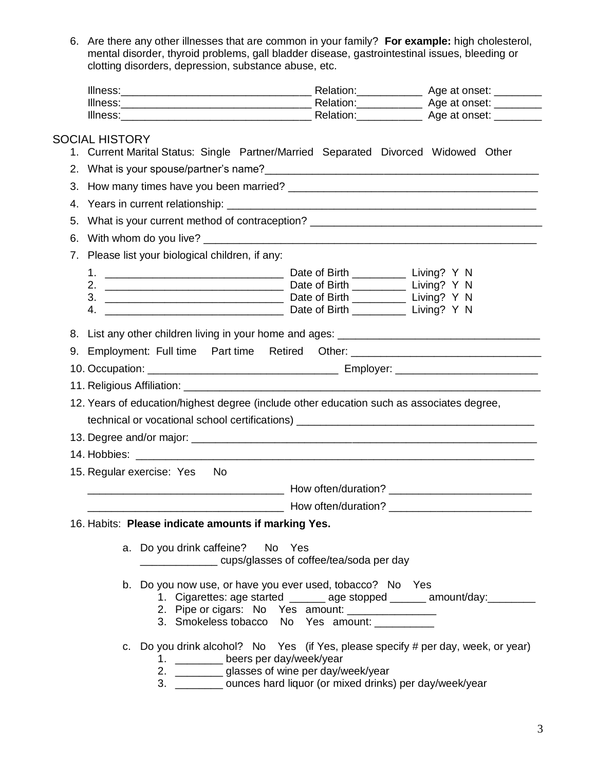6. Are there any other illnesses that are common in your family? **For example:** high cholesterol, mental disorder, thyroid problems, gall bladder disease, gastrointestinal issues, bleeding or clotting disorders, depression, substance abuse, etc.

   Illness:_______________________________ Relation:__________ Age at onset: _______
   Illness:_______________________________ Relation:__________ Age at onset: _______
   Illness:_______________________________ Relation:__________ Age at onset: _______

## SOCIAL HISTORY

1. Current Marital Status: Single Partner/Married Separated Divorced Widowed Other
2. What is your spouse/partner's name?_____________________________________________
3. How many times have you been married? _______________________________________
4. Years in current relationship: ____________________________________________________
5. What is your current method of contraception? _____________________________________
6. With whom do you live? _________________________________________________________
7. Please list your biological children, if any:
   1. ____________________________ Date of Birth ________ Living? Y N
   2. ____________________________ Date of Birth ________ Living? Y N
   3. ____________________________ Date of Birth ________ Living? Y N
   4. ____________________________ Date of Birth ________ Living? Y N
8. List any other children living in your home and ages: ______________________________
9. Employment: Full time Part time Retired Other: _____________________________
10. Occupation: _____________________________ Employer: _______________________
11. Religious Affiliation: _____________________________________________________________
12. Years of education/highest degree (include other education such as associates degree, technical or vocational school certifications) ____________________________________
13. Degree and/or major: ______________________________________________________
14. Hobbies: _________________________________________________________________
15. Regular exercise: Yes No

    ______________________________ How often/duration? _______________________

    ______________________________ How often/duration? _______________________
16. Habits: **Please indicate amounts if marking Yes.**

    a. Do you drink caffeine? No Yes
       ____________ cups/glasses of coffee/tea/soda per day

    b. Do you now use, or have you ever used, tobacco? No Yes
       1. Cigarettes: age started ______ age stopped ______ amount/day:________
       2. Pipe or cigars: No Yes amount: _______________
       3. Smokeless tobacco No Yes amount: __________

    c. Do you drink alcohol? No Yes (if Yes, please specify # per day, week, or year)
       1. ________ beers per day/week/year
       2. ________ glasses of wine per day/week/year
       3. ________ ounces hard liquor (or mixed drinks) per day/week/year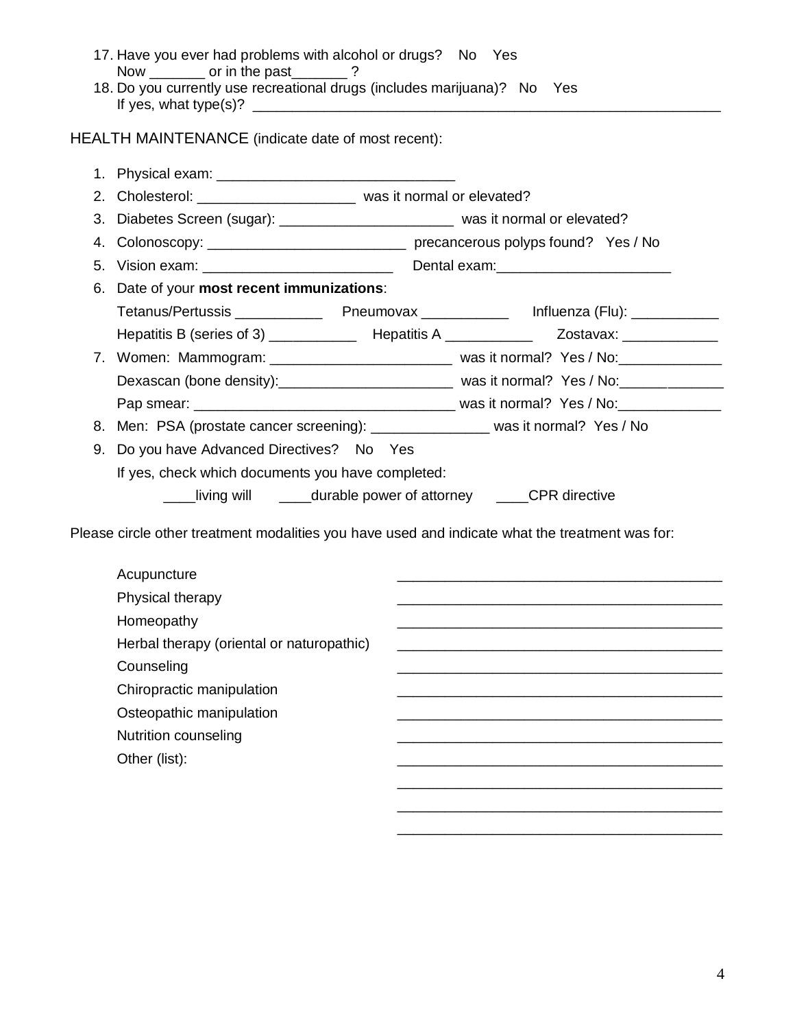17. Have you ever had problems with alcohol or drugs? No Yes
    Now _______ or in the past_______ ?
18. Do you currently use recreational drugs (includes marijuana)? No Yes
    If yes, what type(s)? ______________________________________________________________

HEALTH MAINTENANCE (indicate date of most recent):

1. Physical exam: ______________________________
2. Cholesterol: ___________________ was it normal or elevated?
3. Diabetes Screen (sugar): _____________________ was it normal or elevated?
4. Colonoscopy: _________________________ precancerous polyps found? Yes / No
5. Vision exam: ________________________ Dental exam:_____________________
6. Date of your **most recent immunizations**:
   Tetanus/Pertussis ___________ Pneumovax ___________ Influenza (Flu): ___________
   Hepatitis B (series of 3) ___________ Hepatitis A ___________ Zostavax: ____________
7. Women: Mammogram: _______________________ was it normal? Yes / No:_____________
   Dexascan (bone density):_____________________ was it normal? Yes / No:_____________
   Pap smear: _________________________________ was it normal? Yes / No:_____________
8. Men: PSA (prostate cancer screening): _______________ was it normal? Yes / No
9. Do you have Advanced Directives? No Yes
   If yes, check which documents you have completed:
   ____living will ____durable power of attorney ____CPR directive

Please circle other treatment modalities you have used and indicate what the treatment was for:

| | |
|---|---|
| Acupuncture | __________________________________________ |
| Physical therapy | __________________________________________ |
| Homeopathy | __________________________________________ |
| Herbal therapy (oriental or naturopathic) | __________________________________________ |
| Counseling | __________________________________________ |
| Chiropractic manipulation | __________________________________________ |
| Osteopathic manipulation | __________________________________________ |
| Nutrition counseling | __________________________________________ |
| Other (list): | __________________________________________ |
| | __________________________________________ |
| | __________________________________________ |
| | __________________________________________ |